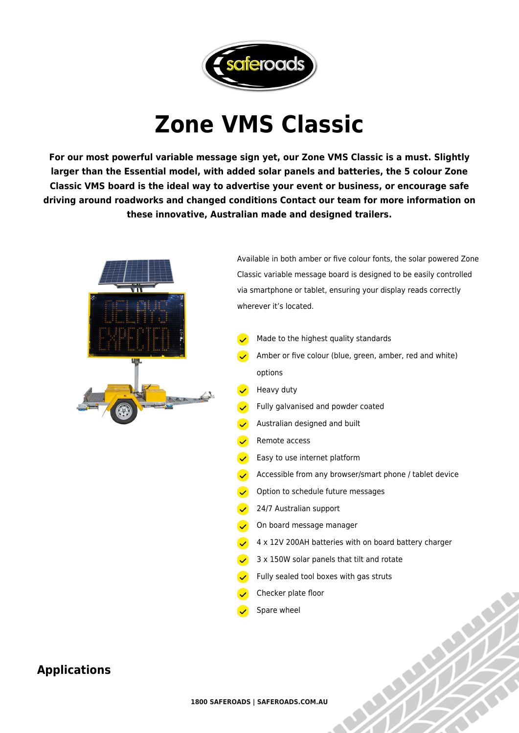# Zone VMS Classic

**For our most powerful variable message sign yet, our Zone VMS Classic is a must. Slightly larger than the Essential model, with added solar panels and batteries, the 5 colour Zone Classic VMS board is the ideal way to advertise your event or business, or encourage safe driving around roadworks and changed conditions Contact our team for more information on these innovative, Australian made and designed trailers.**

Available in both amber or five colour fonts, the solar powered Zone Classic variable message board is designed to be easily controlled via smartphone or tablet, ensuring your display reads correctly wherever it's located.

- Made to the highest quality standards
- Amber or five colour (blue, green, amber, red and white) options
- Heavy duty
- Fully galvanised and powder coated
- Australian designed and built
- Remote access
- Easy to use internet platform
- Accessible from any browser/smart phone / tablet device
- Option to schedule future messages
- 24/7 Australian support
- On board message manager
- 4 x 12V 200AH batteries with on board battery charger
- 3 x 150W solar panels that tilt and rotate
- Fully sealed tool boxes with gas struts
- Checker plate floor
- Spare wheel

## Applications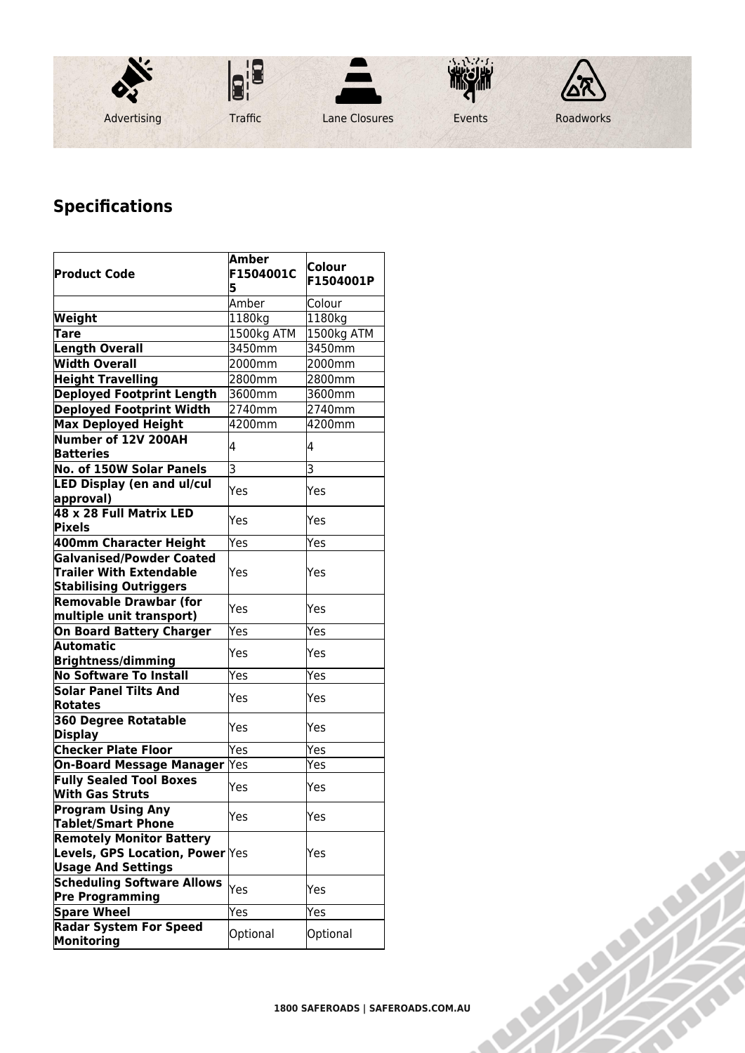Advertising Traffic Lane Closures Events Roadworks

## Specifications

| Product Code | Amber F1504001C5 | Colour F1504001P |
|---|---|---|
| | Amber | Colour |
| **Weight** | 1180kg | 1180kg |
| **Tare** | 1500kg ATM | 1500kg ATM |
| **Length Overall** | 3450mm | 3450mm |
| **Width Overall** | 2000mm | 2000mm |
| **Height Travelling** | 2800mm | 2800mm |
| **Deployed Footprint Length** | 3600mm | 3600mm |
| **Deployed Footprint Width** | 2740mm | 2740mm |
| **Max Deployed Height** | 4200mm | 4200mm |
| **Number of 12V 200AH Batteries** | 4 | 4 |
| **No. of 150W Solar Panels** | 3 | 3 |
| **LED Display (en and ul/cul approval)** | Yes | Yes |
| **48 x 28 Full Matrix LED Pixels** | Yes | Yes |
| **400mm Character Height** | Yes | Yes |
| **Galvanised/Powder Coated Trailer With Extendable Stabilising Outriggers** | Yes | Yes |
| **Removable Drawbar (for multiple unit transport)** | Yes | Yes |
| **On Board Battery Charger** | Yes | Yes |
| **Automatic Brightness/dimming** | Yes | Yes |
| **No Software To Install** | Yes | Yes |
| **Solar Panel Tilts And Rotates** | Yes | Yes |
| **360 Degree Rotatable Display** | Yes | Yes |
| **Checker Plate Floor** | Yes | Yes |
| **On-Board Message Manager** | Yes | Yes |
| **Fully Sealed Tool Boxes With Gas Struts** | Yes | Yes |
| **Program Using Any Tablet/Smart Phone** | Yes | Yes |
| **Remotely Monitor Battery Levels, GPS Location, Power Usage And Settings** | Yes | Yes |
| **Scheduling Software Allows Pre Programming** | Yes | Yes |
| **Spare Wheel** | Yes | Yes |
| **Radar System For Speed Monitoring** | Optional | Optional |

**1800 SAFEROADS | SAFEROADS.COM.AU**